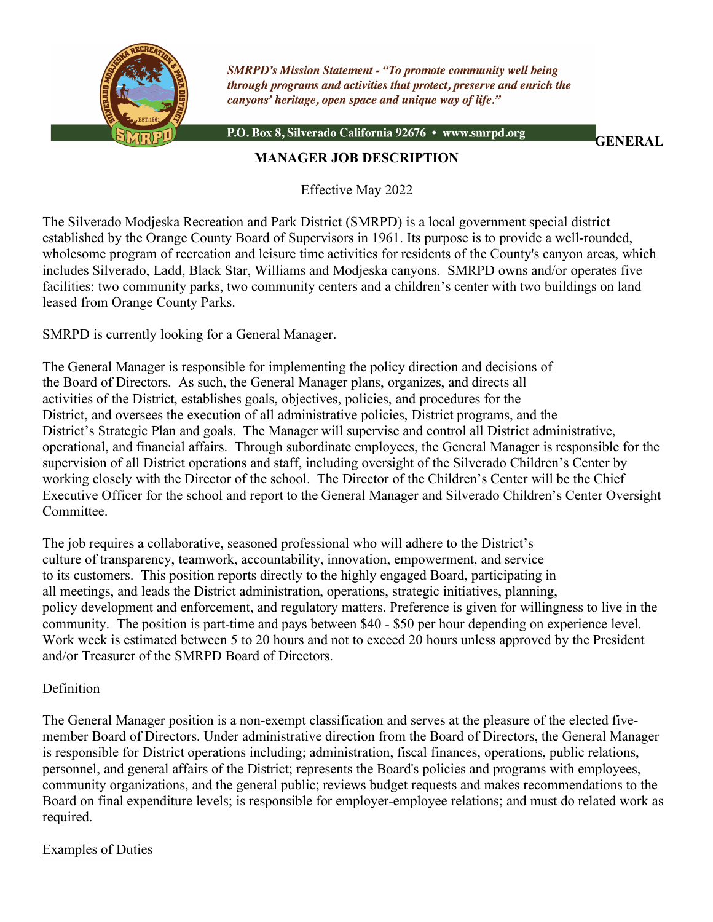*SMRPD's Mission Statement - "To promote community well being through programs and activities that protect, preserve and enrich the canyons' heritage, open space and unique way of life."*

**P.O. Box 8, Silverado California 92676 • www.smrpd.org**

## GENERAL MANAGER JOB DESCRIPTION

Effective May 2022

The Silverado Modjeska Recreation and Park District (SMRPD) is a local government special district established by the Orange County Board of Supervisors in 1961. Its purpose is to provide a well-rounded, wholesome program of recreation and leisure time activities for residents of the County's canyon areas, which includes Silverado, Ladd, Black Star, Williams and Modjeska canyons. SMRPD owns and/or operates five facilities: two community parks, two community centers and a children's center with two buildings on land leased from Orange County Parks.

SMRPD is currently looking for a General Manager.

The General Manager is responsible for implementing the policy direction and decisions of the Board of Directors. As such, the General Manager plans, organizes, and directs all activities of the District, establishes goals, objectives, policies, and procedures for the District, and oversees the execution of all administrative policies, District programs, and the District's Strategic Plan and goals. The Manager will supervise and control all District administrative, operational, and financial affairs. Through subordinate employees, the General Manager is responsible for the supervision of all District operations and staff, including oversight of the Silverado Children's Center by working closely with the Director of the school. The Director of the Children's Center will be the Chief Executive Officer for the school and report to the General Manager and Silverado Children's Center Oversight Committee.

The job requires a collaborative, seasoned professional who will adhere to the District's culture of transparency, teamwork, accountability, innovation, empowerment, and service to its customers. This position reports directly to the highly engaged Board, participating in all meetings, and leads the District administration, operations, strategic initiatives, planning, policy development and enforcement, and regulatory matters. Preference is given for willingness to live in the community. The position is part-time and pays between $40 - $50 per hour depending on experience level. Work week is estimated between 5 to 20 hours and not to exceed 20 hours unless approved by the President and/or Treasurer of the SMRPD Board of Directors.

### Definition

The General Manager position is a non-exempt classification and serves at the pleasure of the elected five-member Board of Directors. Under administrative direction from the Board of Directors, the General Manager is responsible for District operations including; administration, fiscal finances, operations, public relations, personnel, and general affairs of the District; represents the Board's policies and programs with employees, community organizations, and the general public; reviews budget requests and makes recommendations to the Board on final expenditure levels; is responsible for employer-employee relations; and must do related work as required.

### Examples of Duties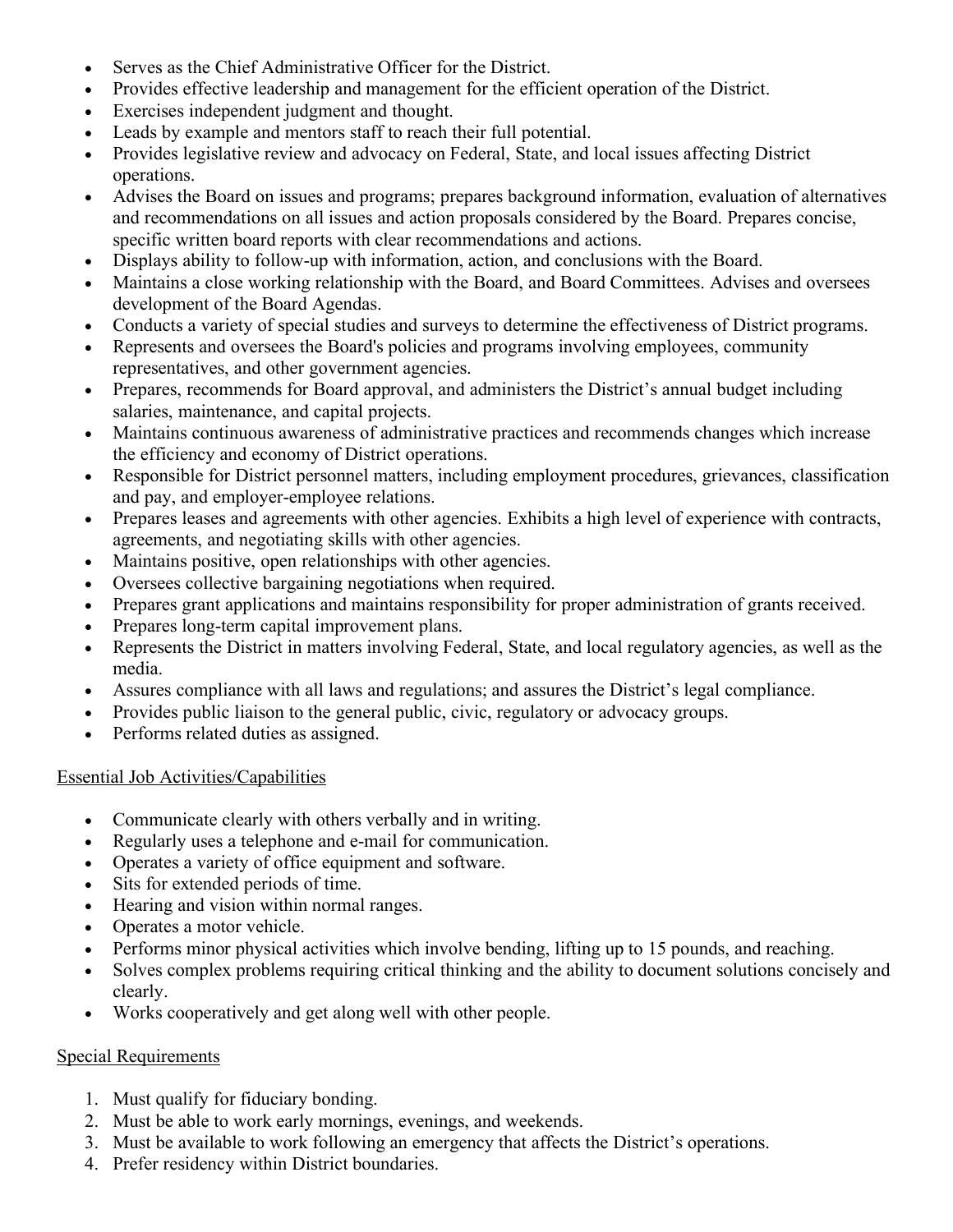- Serves as the Chief Administrative Officer for the District.
- Provides effective leadership and management for the efficient operation of the District.
- Exercises independent judgment and thought.
- Leads by example and mentors staff to reach their full potential.
- Provides legislative review and advocacy on Federal, State, and local issues affecting District operations.
- Advises the Board on issues and programs; prepares background information, evaluation of alternatives and recommendations on all issues and action proposals considered by the Board. Prepares concise, specific written board reports with clear recommendations and actions.
- Displays ability to follow-up with information, action, and conclusions with the Board.
- Maintains a close working relationship with the Board, and Board Committees. Advises and oversees development of the Board Agendas.
- Conducts a variety of special studies and surveys to determine the effectiveness of District programs.
- Represents and oversees the Board's policies and programs involving employees, community representatives, and other government agencies.
- Prepares, recommends for Board approval, and administers the District's annual budget including salaries, maintenance, and capital projects.
- Maintains continuous awareness of administrative practices and recommends changes which increase the efficiency and economy of District operations.
- Responsible for District personnel matters, including employment procedures, grievances, classification and pay, and employer-employee relations.
- Prepares leases and agreements with other agencies. Exhibits a high level of experience with contracts, agreements, and negotiating skills with other agencies.
- Maintains positive, open relationships with other agencies.
- Oversees collective bargaining negotiations when required.
- Prepares grant applications and maintains responsibility for proper administration of grants received.
- Prepares long-term capital improvement plans.
- Represents the District in matters involving Federal, State, and local regulatory agencies, as well as the media.
- Assures compliance with all laws and regulations; and assures the District's legal compliance.
- Provides public liaison to the general public, civic, regulatory or advocacy groups.
- Performs related duties as assigned.

## Essential Job Activities/Capabilities

- Communicate clearly with others verbally and in writing.
- Regularly uses a telephone and e-mail for communication.
- Operates a variety of office equipment and software.
- Sits for extended periods of time.
- Hearing and vision within normal ranges.
- Operates a motor vehicle.
- Performs minor physical activities which involve bending, lifting up to 15 pounds, and reaching.
- Solves complex problems requiring critical thinking and the ability to document solutions concisely and clearly.
- Works cooperatively and get along well with other people.

## Special Requirements

1. Must qualify for fiduciary bonding.
2. Must be able to work early mornings, evenings, and weekends.
3. Must be available to work following an emergency that affects the District's operations.
4. Prefer residency within District boundaries.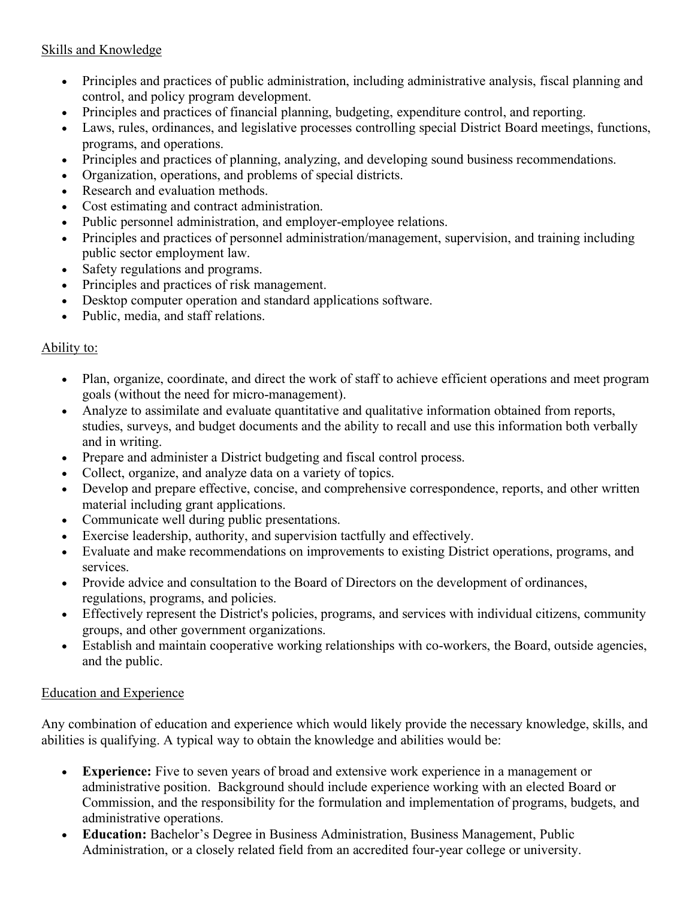Skills and Knowledge

- Principles and practices of public administration, including administrative analysis, fiscal planning and control, and policy program development.
- Principles and practices of financial planning, budgeting, expenditure control, and reporting.
- Laws, rules, ordinances, and legislative processes controlling special District Board meetings, functions, programs, and operations.
- Principles and practices of planning, analyzing, and developing sound business recommendations.
- Organization, operations, and problems of special districts.
- Research and evaluation methods.
- Cost estimating and contract administration.
- Public personnel administration, and employer-employee relations.
- Principles and practices of personnel administration/management, supervision, and training including public sector employment law.
- Safety regulations and programs.
- Principles and practices of risk management.
- Desktop computer operation and standard applications software.
- Public, media, and staff relations.

Ability to:

- Plan, organize, coordinate, and direct the work of staff to achieve efficient operations and meet program goals (without the need for micro-management).
- Analyze to assimilate and evaluate quantitative and qualitative information obtained from reports, studies, surveys, and budget documents and the ability to recall and use this information both verbally and in writing.
- Prepare and administer a District budgeting and fiscal control process.
- Collect, organize, and analyze data on a variety of topics.
- Develop and prepare effective, concise, and comprehensive correspondence, reports, and other written material including grant applications.
- Communicate well during public presentations.
- Exercise leadership, authority, and supervision tactfully and effectively.
- Evaluate and make recommendations on improvements to existing District operations, programs, and services.
- Provide advice and consultation to the Board of Directors on the development of ordinances, regulations, programs, and policies.
- Effectively represent the District's policies, programs, and services with individual citizens, community groups, and other government organizations.
- Establish and maintain cooperative working relationships with co-workers, the Board, outside agencies, and the public.

Education and Experience

Any combination of education and experience which would likely provide the necessary knowledge, skills, and abilities is qualifying. A typical way to obtain the knowledge and abilities would be:

- **Experience:** Five to seven years of broad and extensive work experience in a management or administrative position. Background should include experience working with an elected Board or Commission, and the responsibility for the formulation and implementation of programs, budgets, and administrative operations.
- **Education:** Bachelor's Degree in Business Administration, Business Management, Public Administration, or a closely related field from an accredited four-year college or university.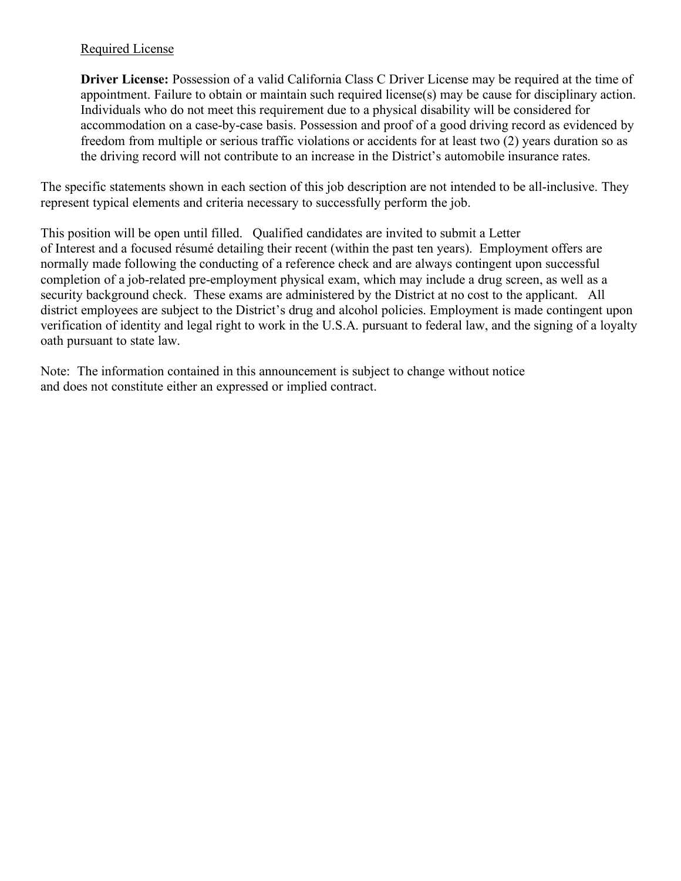Required License

**Driver License:** Possession of a valid California Class C Driver License may be required at the time of appointment. Failure to obtain or maintain such required license(s) may be cause for disciplinary action. Individuals who do not meet this requirement due to a physical disability will be considered for accommodation on a case-by-case basis. Possession and proof of a good driving record as evidenced by freedom from multiple or serious traffic violations or accidents for at least two (2) years duration so as the driving record will not contribute to an increase in the District's automobile insurance rates.

The specific statements shown in each section of this job description are not intended to be all-inclusive. They represent typical elements and criteria necessary to successfully perform the job.

This position will be open until filled. Qualified candidates are invited to submit a Letter of Interest and a focused résumé detailing their recent (within the past ten years). Employment offers are normally made following the conducting of a reference check and are always contingent upon successful completion of a job-related pre-employment physical exam, which may include a drug screen, as well as a security background check. These exams are administered by the District at no cost to the applicant. All district employees are subject to the District's drug and alcohol policies. Employment is made contingent upon verification of identity and legal right to work in the U.S.A. pursuant to federal law, and the signing of a loyalty oath pursuant to state law.

Note: The information contained in this announcement is subject to change without notice and does not constitute either an expressed or implied contract.